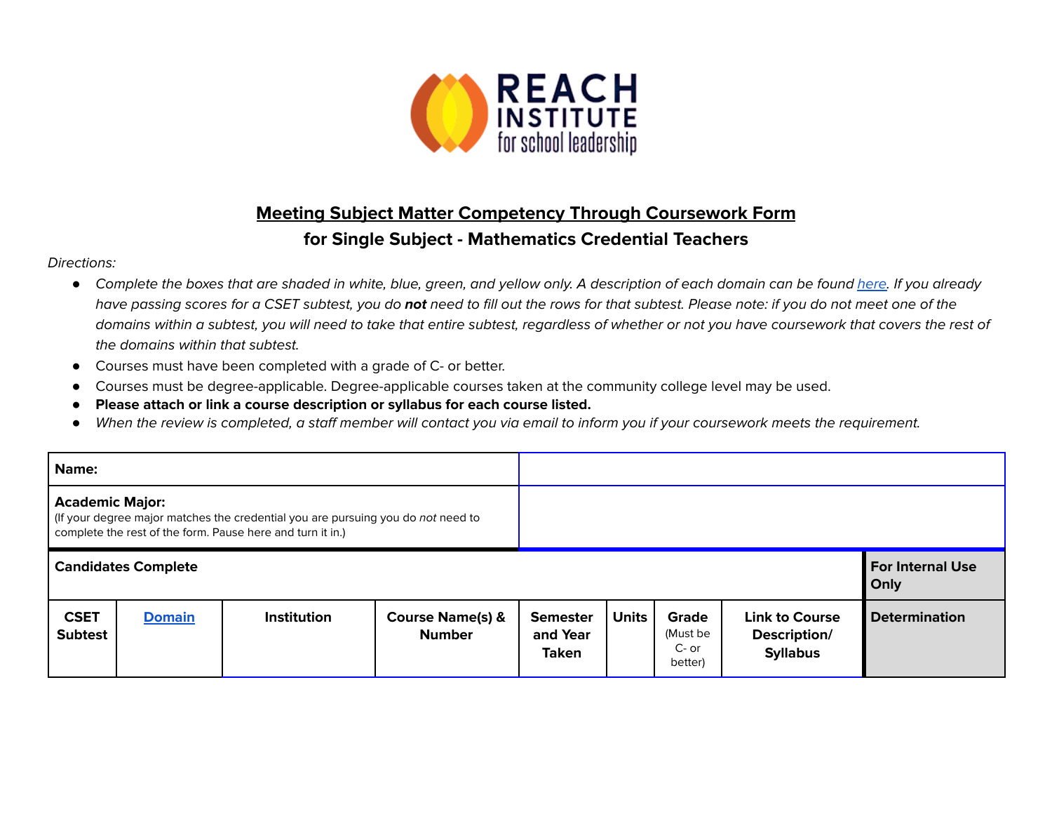REACH INSTITUTE for school leadership

## Meeting Subject Matter Competency Through Coursework Form

### for Single Subject - Mathematics Credential Teachers

*Directions:*

- *Complete the boxes that are shaded in white, blue, green, and yellow only. A description of each domain can be found [here](). If you already have passing scores for a CSET subtest, you do **not** need to fill out the rows for that subtest. Please note: if you do not meet one of the domains within a subtest, you will need to take that entire subtest, regardless of whether or not you have coursework that covers the rest of the domains within that subtest.*
- Courses must have been completed with a grade of C- or better.
- Courses must be degree-applicable. Degree-applicable courses taken at the community college level may be used.
- **Please attach or link a course description or syllabus for each course listed.**
- *When the review is completed, a staff member will contact you via email to inform you if your coursework meets the requirement.*

| **Name:** | | | | | | | | |
|---|---|---|---|---|---|---|---|---|
| **Academic Major:** (If your degree major matches the credential you are pursuing you do *not* need to complete the rest of the form. Pause here and turn it in.) | | | | | | | | |
| **Candidates Complete** | | | | | | | | **For Internal Use Only** |
| **CSET Subtest** | **[Domain]()** | **Institution** | **Course Name(s) & Number** | **Semester and Year Taken** | **Units** | **Grade** (Must be C- or better) | **Link to Course Description/ Syllabus** | **Determination** |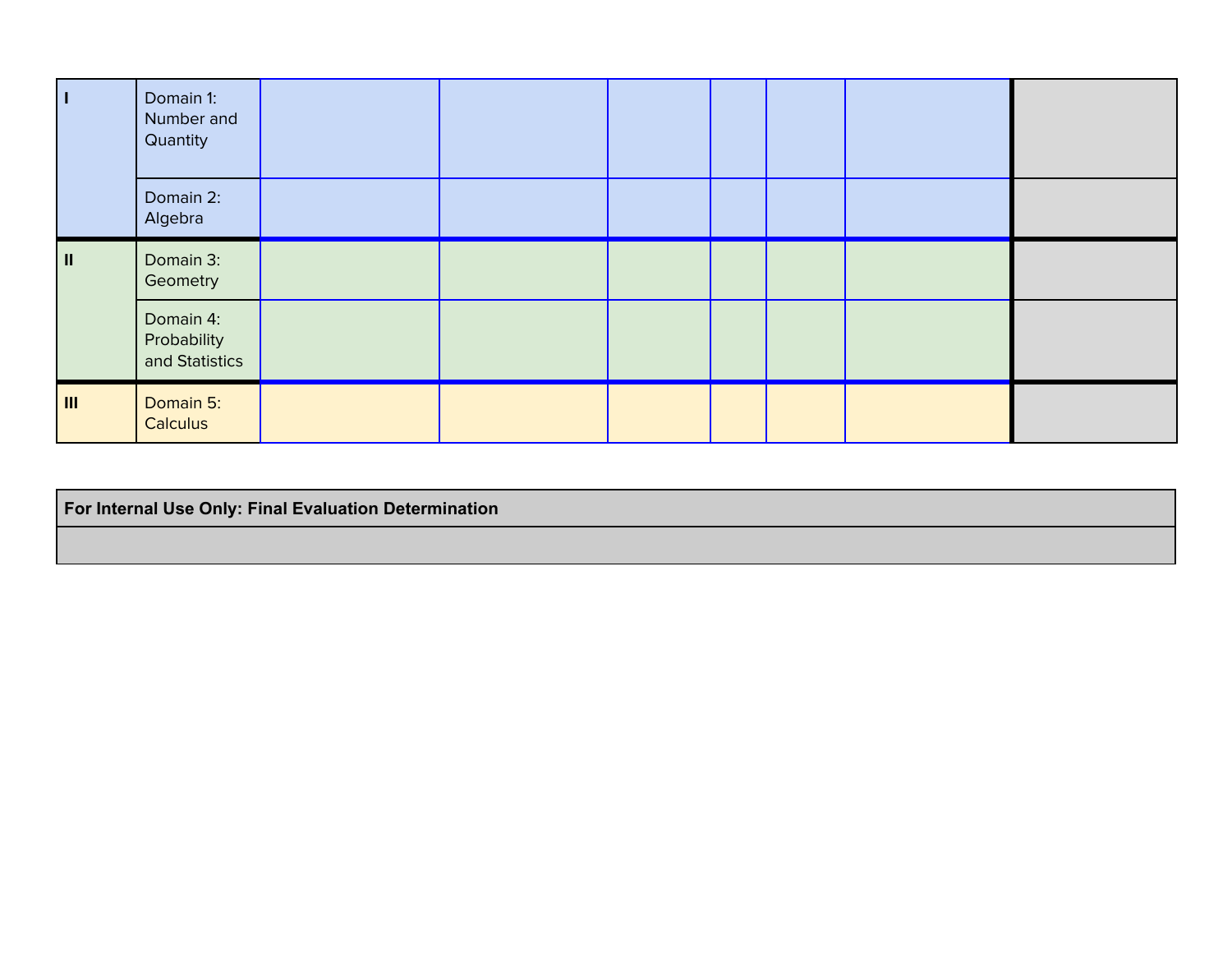| | | | | | | | | |
|---|---|---|---|---|---|---|---|---|
| **I** | Domain 1: Number and Quantity | | | | | | | |
| | Domain 2: Algebra | | | | | | | |
| **II** | Domain 3: Geometry | | | | | | | |
| | Domain 4: Probability and Statistics | | | | | | | |
| **III** | Domain 5: Calculus | | | | | | | |

| **For Internal Use Only: Final Evaluation Determination** |
|---|
| |